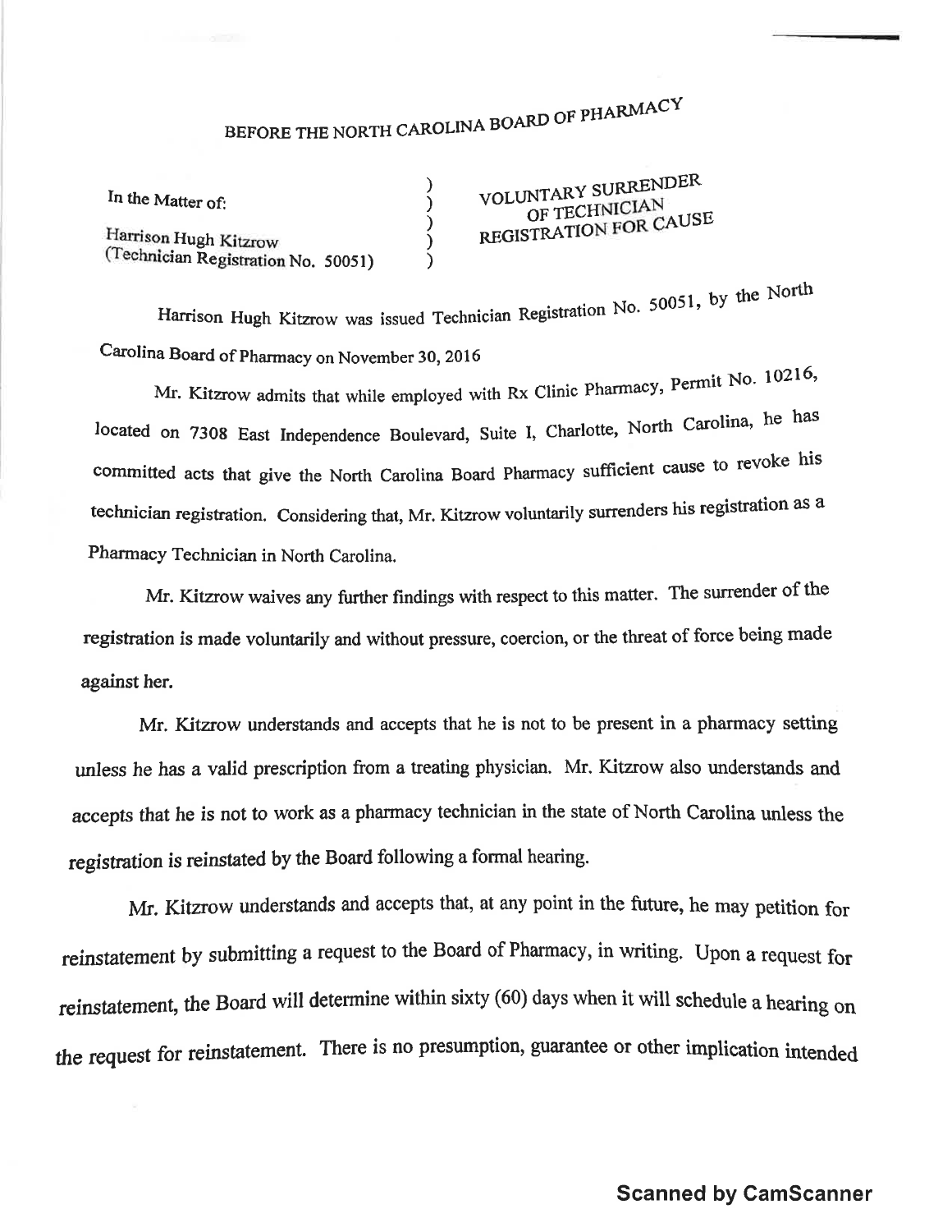# BEFORE THE NORTH CAROLINA BOARD OF PHARMACY

In the Matter of:

Harrison Hugh Kitzrow
(Technician Registration No. 50051)

**VOLUNTARY SURRENDER OF TECHNICIAN REGISTRATION FOR CAUSE**

Harrison Hugh Kitzrow was issued Technician Registration No. 50051, by the North Carolina Board of Pharmacy on November 30, 2016

Mr. Kitzrow admits that while employed with Rx Clinic Pharmacy, Permit No. 10216, located on 7308 East Independence Boulevard, Suite I, Charlotte, North Carolina, he has committed acts that give the North Carolina Board Pharmacy sufficient cause to revoke his technician registration. Considering that, Mr. Kitzrow voluntarily surrenders his registration as a Pharmacy Technician in North Carolina.

Mr. Kitzrow waives any further findings with respect to this matter. The surrender of the registration is made voluntarily and without pressure, coercion, or the threat of force being made against her.

Mr. Kitzrow understands and accepts that he is not to be present in a pharmacy setting unless he has a valid prescription from a treating physician. Mr. Kitzrow also understands and accepts that he is not to work as a pharmacy technician in the state of North Carolina unless the registration is reinstated by the Board following a formal hearing.

Mr. Kitzrow understands and accepts that, at any point in the future, he may petition for reinstatement by submitting a request to the Board of Pharmacy, in writing. Upon a request for reinstatement, the Board will determine within sixty (60) days when it will schedule a hearing on the request for reinstatement. There is no presumption, guarantee or other implication intended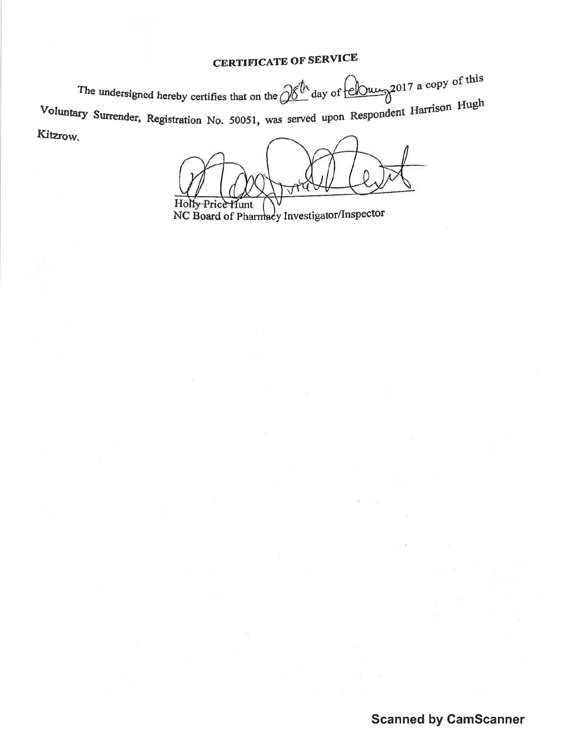# CERTIFICATE OF SERVICE

The undersigned hereby certifies that on the 28th day of February 2017 a copy of this Voluntary Surrender, Registration No. 50051, was served upon Respondent Harrison Hugh Kitzrow.

Holly Price Hunt
NC Board of Pharmacy Investigator/Inspector

Scanned by CamScanner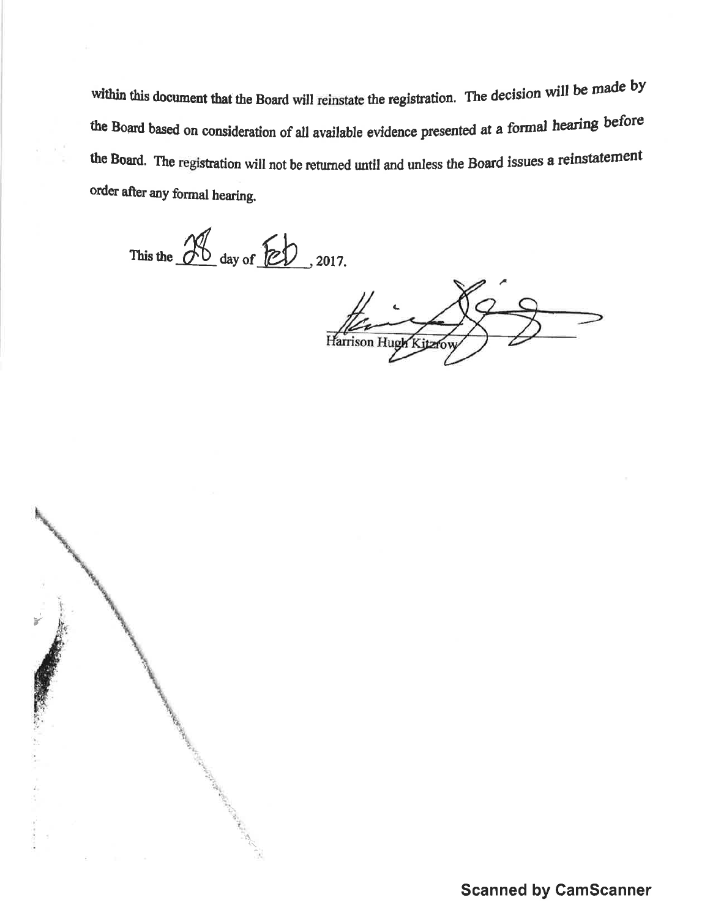within this document that the Board will reinstate the registration. The decision will be made by the Board based on consideration of all available evidence presented at a formal hearing before the Board. The registration will not be returned until and unless the Board issues a reinstatement order after any formal hearing.

This the 28 day of Feb, 2017.

Harrison Hugh Kitzrow